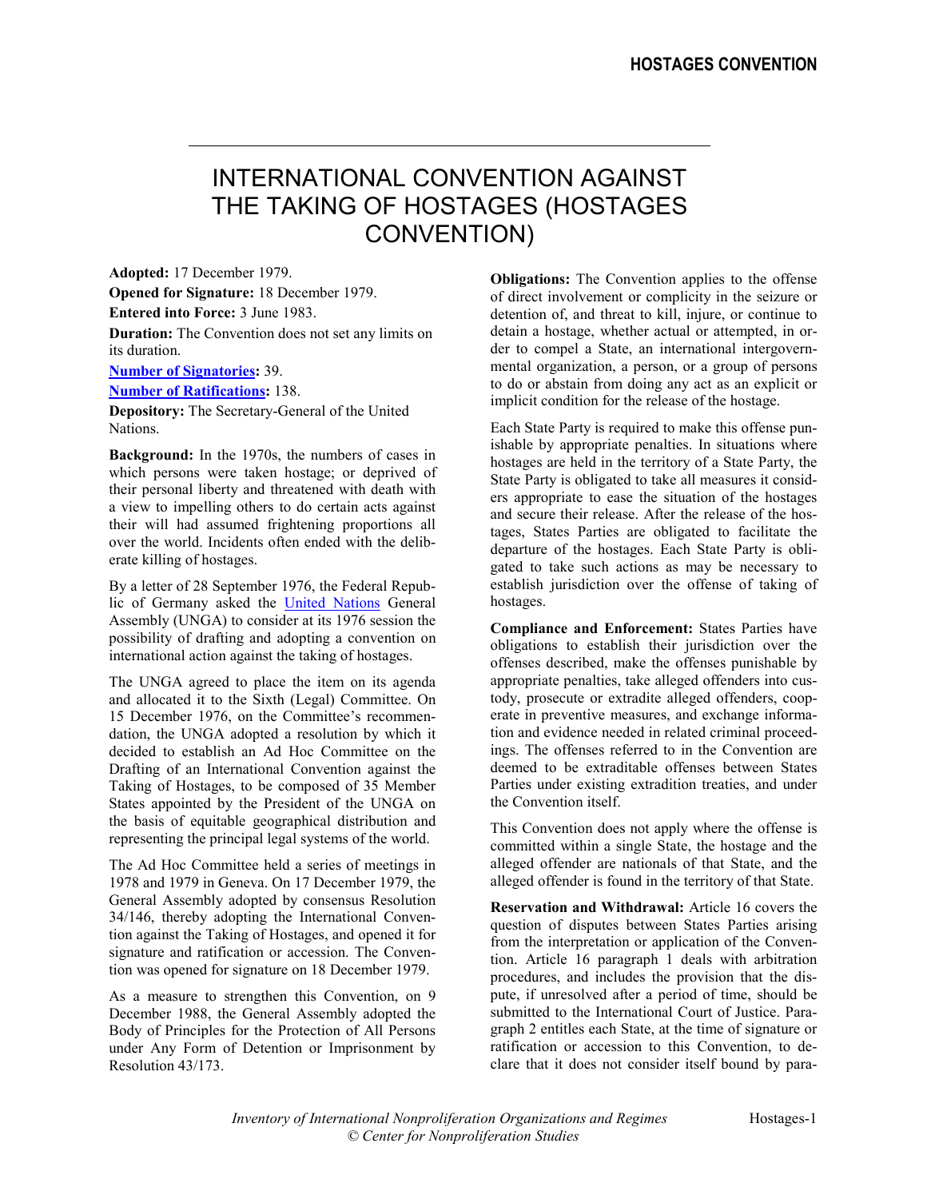# INTERNATIONAL CONVENTION AGAINST THE TAKING OF HOSTAGES (HOSTAGES CONVENTION)

**Adopted:** 17 December 1979.

**Opened for Signature:** 18 December 1979.

**Entered into Force:** 3 June 1983.

**Duration:** The Convention does not set any limits on its duration.

**Number of Signatories:** 39.

**Number of Ratifications:** 138.

**Depository:** The Secretary-General of the United Nations.

**Background:** In the 1970s, the numbers of cases in which persons were taken hostage; or deprived of their personal liberty and threatened with death with a view to impelling others to do certain acts against their will had assumed frightening proportions all over the world. Incidents often ended with the deliberate killing of hostages.

By a letter of 28 September 1976, the Federal Republic of Germany asked the United Nations General Assembly (UNGA) to consider at its 1976 session the possibility of drafting and adopting a convention on international action against the taking of hostages.

The UNGA agreed to place the item on its agenda and allocated it to the Sixth (Legal) Committee. On 15 December 1976, on the Committee's recommendation, the UNGA adopted a resolution by which it decided to establish an Ad Hoc Committee on the Drafting of an International Convention against the Taking of Hostages, to be composed of 35 Member States appointed by the President of the UNGA on the basis of equitable geographical distribution and representing the principal legal systems of the world.

The Ad Hoc Committee held a series of meetings in 1978 and 1979 in Geneva. On 17 December 1979, the General Assembly adopted by consensus Resolution 34/146, thereby adopting the International Convention against the Taking of Hostages, and opened it for signature and ratification or accession. The Convention was opened for signature on 18 December 1979.

As a measure to strengthen this Convention, on 9 December 1988, the General Assembly adopted the Body of Principles for the Protection of All Persons under Any Form of Detention or Imprisonment by Resolution 43/173.

**Obligations:** The Convention applies to the offense of direct involvement or complicity in the seizure or detention of, and threat to kill, injure, or continue to detain a hostage, whether actual or attempted, in order to compel a State, an international intergovernmental organization, a person, or a group of persons to do or abstain from doing any act as an explicit or implicit condition for the release of the hostage.

Each State Party is required to make this offense punishable by appropriate penalties. In situations where hostages are held in the territory of a State Party, the State Party is obligated to take all measures it considers appropriate to ease the situation of the hostages and secure their release. After the release of the hostages, States Parties are obligated to facilitate the departure of the hostages. Each State Party is obligated to take such actions as may be necessary to establish jurisdiction over the offense of taking of hostages.

**Compliance and Enforcement:** States Parties have obligations to establish their jurisdiction over the offenses described, make the offenses punishable by appropriate penalties, take alleged offenders into custody, prosecute or extradite alleged offenders, cooperate in preventive measures, and exchange information and evidence needed in related criminal proceedings. The offenses referred to in the Convention are deemed to be extraditable offenses between States Parties under existing extradition treaties, and under the Convention itself.

This Convention does not apply where the offense is committed within a single State, the hostage and the alleged offender are nationals of that State, and the alleged offender is found in the territory of that State.

**Reservation and Withdrawal:** Article 16 covers the question of disputes between States Parties arising from the interpretation or application of the Convention. Article 16 paragraph 1 deals with arbitration procedures, and includes the provision that the dispute, if unresolved after a period of time, should be submitted to the International Court of Justice. Paragraph 2 entitles each State, at the time of signature or ratification or accession to this Convention, to declare that it does not consider itself bound by para-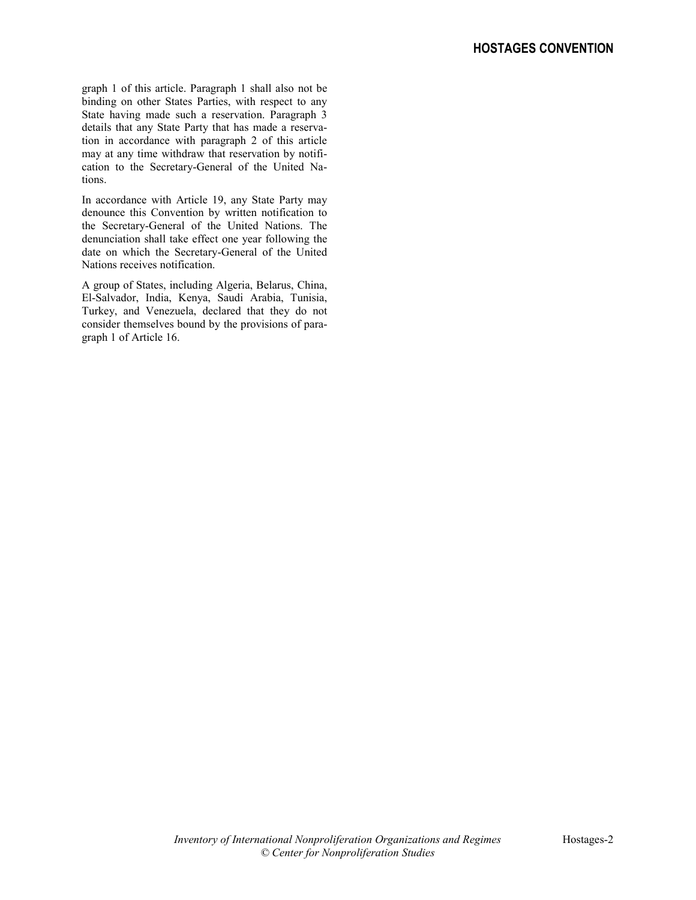graph 1 of this article. Paragraph 1 shall also not be binding on other States Parties, with respect to any State having made such a reservation. Paragraph 3 details that any State Party that has made a reservation in accordance with paragraph 2 of this article may at any time withdraw that reservation by notification to the Secretary-General of the United Nations.

In accordance with Article 19, any State Party may denounce this Convention by written notification to the Secretary-General of the United Nations. The denunciation shall take effect one year following the date on which the Secretary-General of the United Nations receives notification.

A group of States, including Algeria, Belarus, China, El-Salvador, India, Kenya, Saudi Arabia, Tunisia, Turkey, and Venezuela, declared that they do not consider themselves bound by the provisions of paragraph 1 of Article 16.